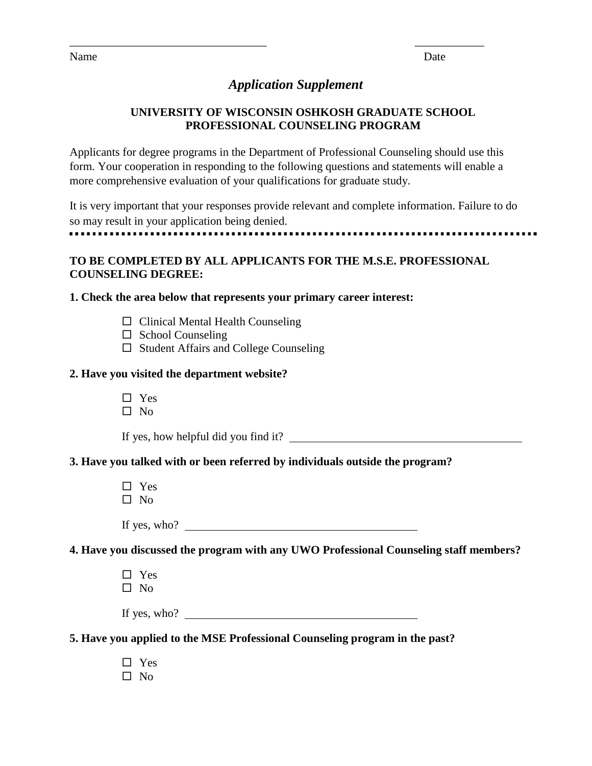\_\_\_\_\_\_\_\_\_\_\_\_\_\_\_\_\_\_\_\_\_\_\_\_\_\_\_\_\_\_\_\_\_\_ \_\_\_\_\_\_\_\_\_\_\_\_

Name Date

## *Application Supplement*

### UNIVERSITY OF WISCONSIN OSHKOSH GRADUATE SCHOOL
### PROFESSIONAL COUNSELING PROGRAM

Applicants for degree programs in the Department of Professional Counseling should use this form. Your cooperation in responding to the following questions and statements will enable a more comprehensive evaluation of your qualifications for graduate study.

It is very important that your responses provide relevant and complete information. Failure to do so may result in your application being denied.

---

**TO BE COMPLETED BY ALL APPLICANTS FOR THE M.S.E. PROFESSIONAL COUNSELING DEGREE:**

**1. Check the area below that represents your primary career interest:**

- ☐ Clinical Mental Health Counseling
- ☐ School Counseling
- ☐ Student Affairs and College Counseling

**2. Have you visited the department website?**

- ☐ Yes
- ☐ No

If yes, how helpful did you find it? \_\_\_\_\_\_\_\_\_\_\_\_\_\_\_\_\_\_\_\_\_\_\_\_\_\_\_\_\_\_\_\_\_\_\_\_\_\_\_\_

**3. Have you talked with or been referred by individuals outside the program?**

- ☐ Yes
- ☐ No

If yes, who? \_\_\_\_\_\_\_\_\_\_\_\_\_\_\_\_\_\_\_\_\_\_\_\_\_\_\_\_\_\_\_\_\_\_\_\_\_\_\_\_

**4. Have you discussed the program with any UWO Professional Counseling staff members?**

- ☐ Yes
- ☐ No

If yes, who? \_\_\_\_\_\_\_\_\_\_\_\_\_\_\_\_\_\_\_\_\_\_\_\_\_\_\_\_\_\_\_\_\_\_\_\_\_\_\_\_

**5. Have you applied to the MSE Professional Counseling program in the past?**

- ☐ Yes
- ☐ No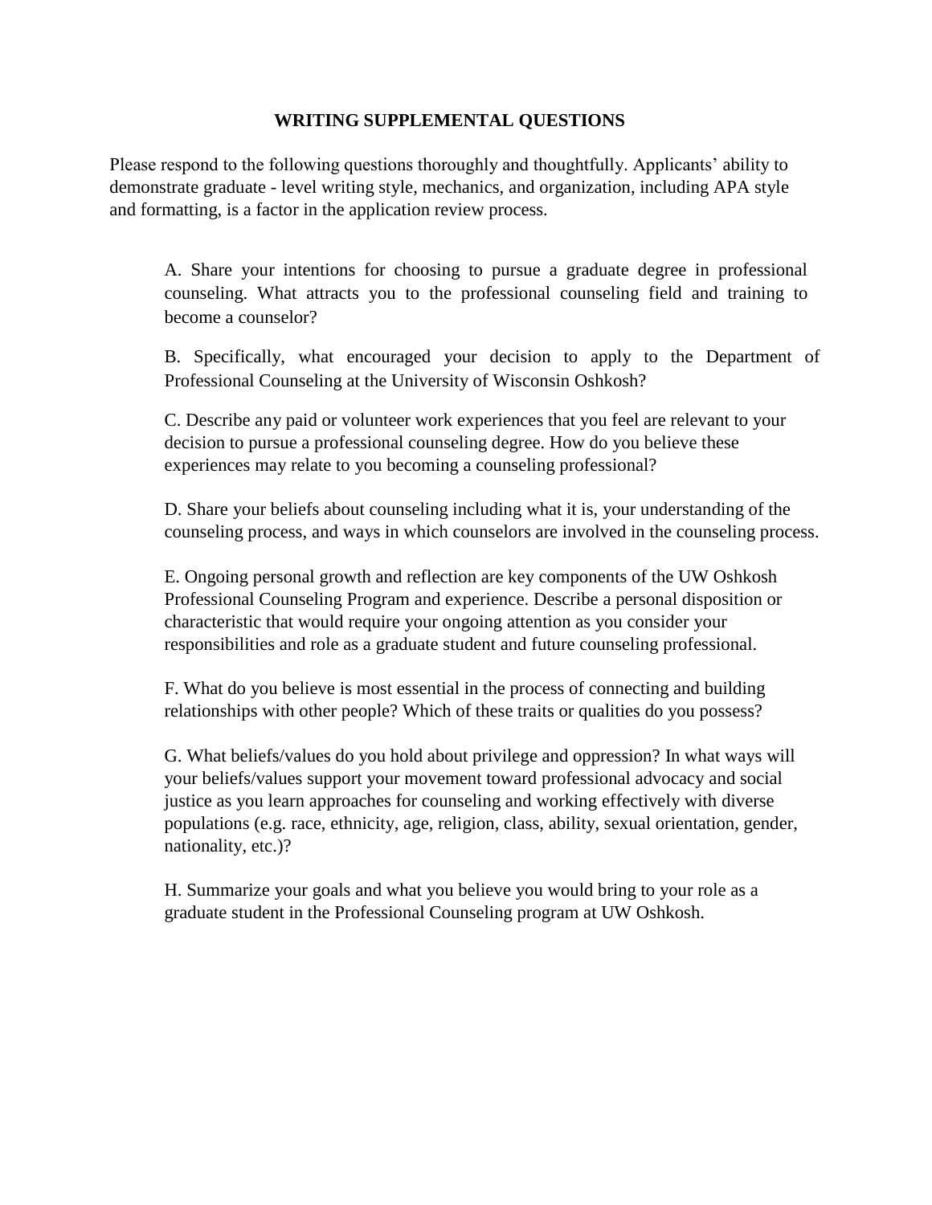## WRITING SUPPLEMENTAL QUESTIONS

Please respond to the following questions thoroughly and thoughtfully. Applicants' ability to demonstrate graduate - level writing style, mechanics, and organization, including APA style and formatting, is a factor in the application review process.

A. Share your intentions for choosing to pursue a graduate degree in professional counseling. What attracts you to the professional counseling field and training to become a counselor?

B. Specifically, what encouraged your decision to apply to the Department of Professional Counseling at the University of Wisconsin Oshkosh?

C. Describe any paid or volunteer work experiences that you feel are relevant to your decision to pursue a professional counseling degree. How do you believe these experiences may relate to you becoming a counseling professional?

D. Share your beliefs about counseling including what it is, your understanding of the counseling process, and ways in which counselors are involved in the counseling process.

E. Ongoing personal growth and reflection are key components of the UW Oshkosh Professional Counseling Program and experience. Describe a personal disposition or characteristic that would require your ongoing attention as you consider your responsibilities and role as a graduate student and future counseling professional.

F. What do you believe is most essential in the process of connecting and building relationships with other people? Which of these traits or qualities do you possess?

G. What beliefs/values do you hold about privilege and oppression? In what ways will your beliefs/values support your movement toward professional advocacy and social justice as you learn approaches for counseling and working effectively with diverse populations (e.g. race, ethnicity, age, religion, class, ability, sexual orientation, gender, nationality, etc.)?

H. Summarize your goals and what you believe you would bring to your role as a graduate student in the Professional Counseling program at UW Oshkosh.